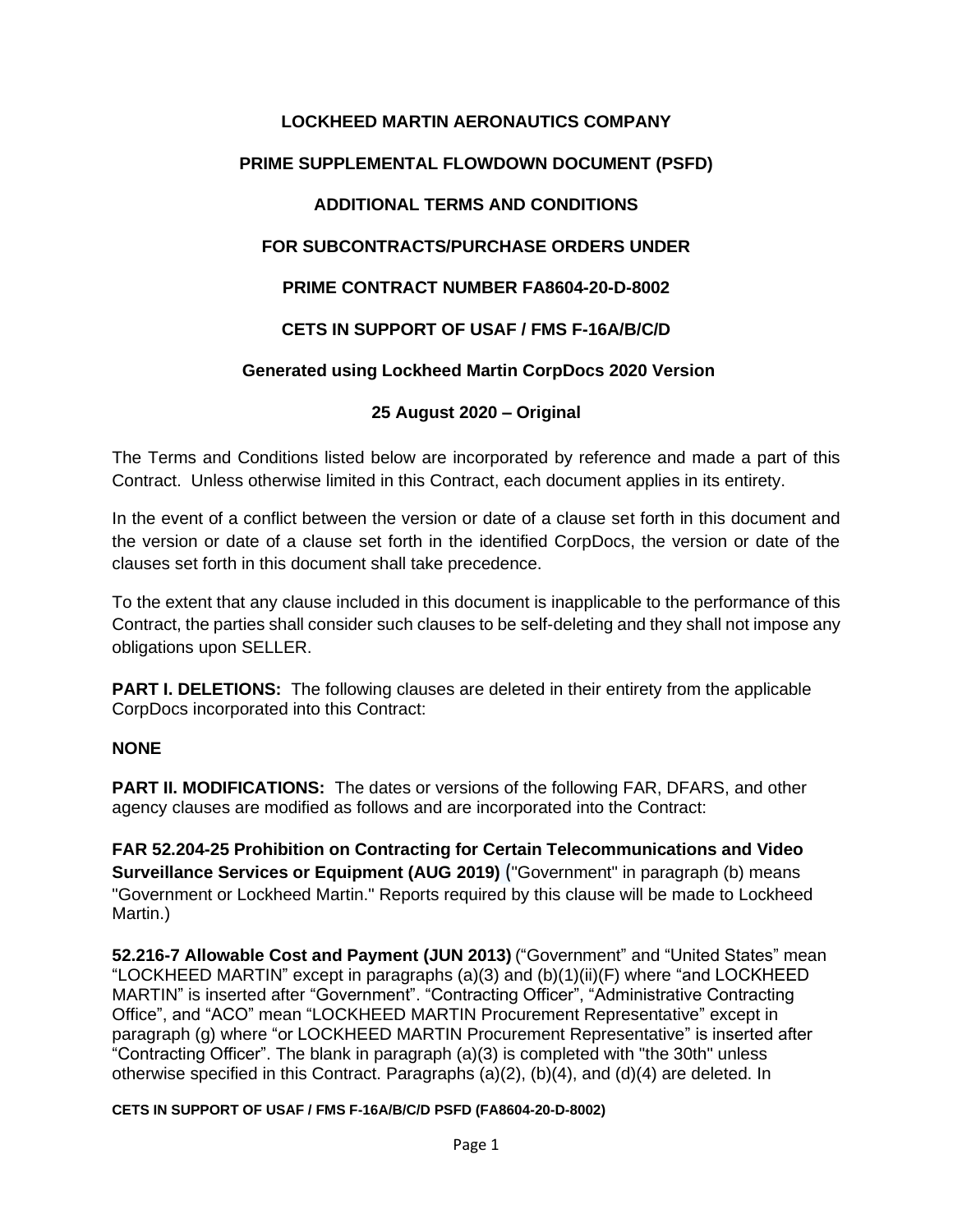**LOCKHEED MARTIN AERONAUTICS COMPANY**

**PRIME SUPPLEMENTAL FLOWDOWN DOCUMENT (PSFD)**

**ADDITIONAL TERMS AND CONDITIONS**

**FOR SUBCONTRACTS/PURCHASE ORDERS UNDER**

**PRIME CONTRACT NUMBER FA8604-20-D-8002**

**CETS IN SUPPORT OF USAF / FMS F-16A/B/C/D**

**Generated using Lockheed Martin CorpDocs 2020 Version**

**25 August 2020 – Original**

The Terms and Conditions listed below are incorporated by reference and made a part of this Contract. Unless otherwise limited in this Contract, each document applies in its entirety.

In the event of a conflict between the version or date of a clause set forth in this document and the version or date of a clause set forth in the identified CorpDocs, the version or date of the clauses set forth in this document shall take precedence.

To the extent that any clause included in this document is inapplicable to the performance of this Contract, the parties shall consider such clauses to be self-deleting and they shall not impose any obligations upon SELLER.

**PART I. DELETIONS:** The following clauses are deleted in their entirety from the applicable CorpDocs incorporated into this Contract:

**NONE**

**PART II. MODIFICATIONS:** The dates or versions of the following FAR, DFARS, and other agency clauses are modified as follows and are incorporated into the Contract:

**FAR 52.204-25 Prohibition on Contracting for Certain Telecommunications and Video Surveillance Services or Equipment (AUG 2019)** ("Government" in paragraph (b) means "Government or Lockheed Martin." Reports required by this clause will be made to Lockheed Martin.)

**52.216-7 Allowable Cost and Payment (JUN 2013)** ("Government" and "United States" mean "LOCKHEED MARTIN" except in paragraphs (a)(3) and (b)(1)(ii)(F) where "and LOCKHEED MARTIN" is inserted after "Government". "Contracting Officer", "Administrative Contracting Office", and "ACO" mean "LOCKHEED MARTIN Procurement Representative" except in paragraph (g) where "or LOCKHEED MARTIN Procurement Representative" is inserted after "Contracting Officer". The blank in paragraph (a)(3) is completed with "the 30th" unless otherwise specified in this Contract. Paragraphs (a)(2), (b)(4), and (d)(4) are deleted. In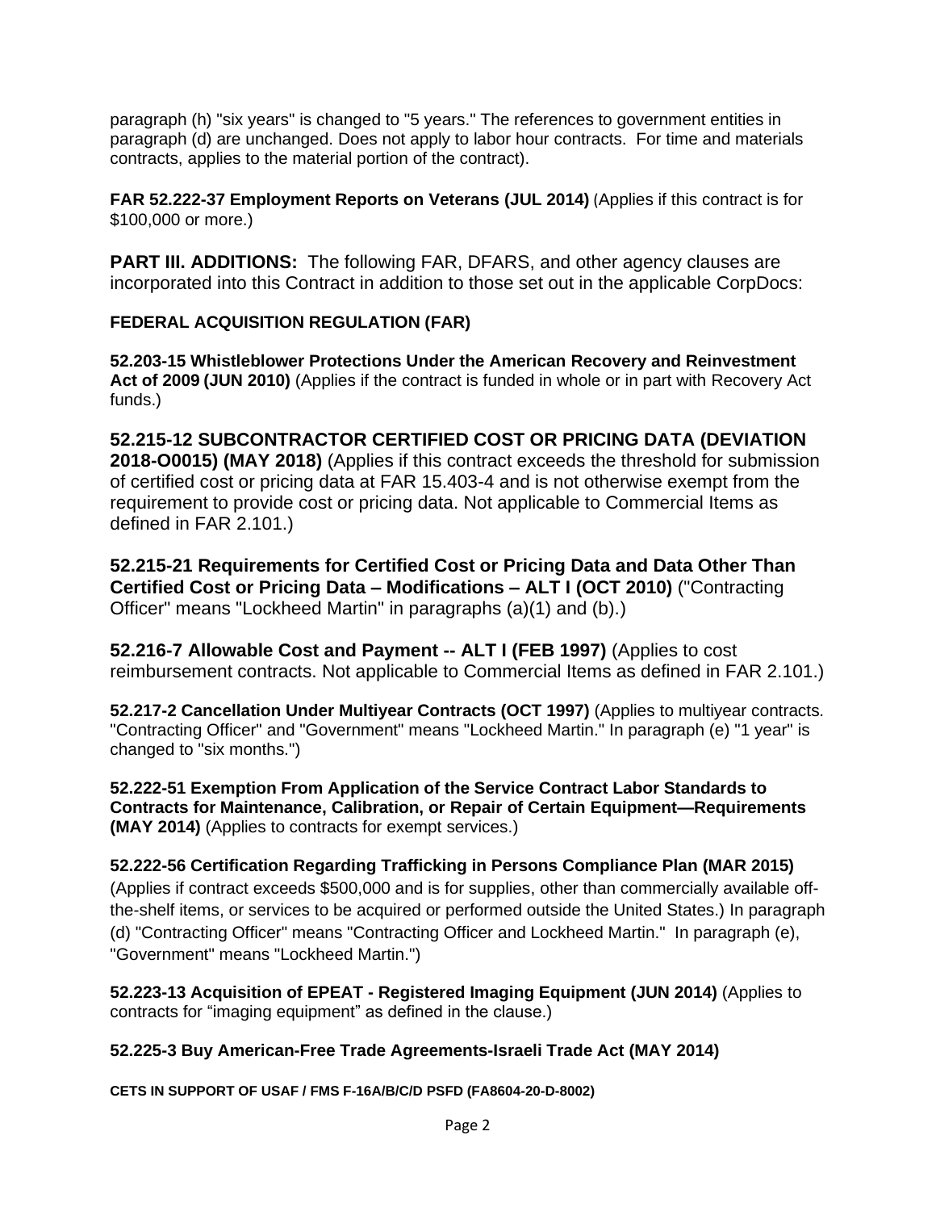paragraph (h) "six years" is changed to "5 years." The references to government entities in paragraph (d) are unchanged. Does not apply to labor hour contracts. For time and materials contracts, applies to the material portion of the contract).

**FAR 52.222-37 Employment Reports on Veterans (JUL 2014)** (Applies if this contract is for $100,000 or more.)

**PART III. ADDITIONS:** The following FAR, DFARS, and other agency clauses are incorporated into this Contract in addition to those set out in the applicable CorpDocs:

**FEDERAL ACQUISITION REGULATION (FAR)**

**52.203-15 Whistleblower Protections Under the American Recovery and Reinvestment Act of 2009 (JUN 2010)** (Applies if the contract is funded in whole or in part with Recovery Act funds.)

**52.215-12 SUBCONTRACTOR CERTIFIED COST OR PRICING DATA (DEVIATION 2018-O0015) (MAY 2018)** (Applies if this contract exceeds the threshold for submission of certified cost or pricing data at FAR 15.403-4 and is not otherwise exempt from the requirement to provide cost or pricing data. Not applicable to Commercial Items as defined in FAR 2.101.)

**52.215-21 Requirements for Certified Cost or Pricing Data and Data Other Than Certified Cost or Pricing Data – Modifications – ALT I (OCT 2010)** ("Contracting Officer" means "Lockheed Martin" in paragraphs (a)(1) and (b).)

**52.216-7 Allowable Cost and Payment -- ALT I (FEB 1997)** (Applies to cost reimbursement contracts. Not applicable to Commercial Items as defined in FAR 2.101.)

**52.217-2 Cancellation Under Multiyear Contracts (OCT 1997)** (Applies to multiyear contracts. "Contracting Officer" and "Government" means "Lockheed Martin." In paragraph (e) "1 year" is changed to "six months.")

**52.222-51 Exemption From Application of the Service Contract Labor Standards to Contracts for Maintenance, Calibration, or Repair of Certain Equipment—Requirements (MAY 2014)** (Applies to contracts for exempt services.)

**52.222-56 Certification Regarding Trafficking in Persons Compliance Plan (MAR 2015)** (Applies if contract exceeds $500,000 and is for supplies, other than commercially available off-the-shelf items, or services to be acquired or performed outside the United States.) In paragraph (d) "Contracting Officer" means "Contracting Officer and Lockheed Martin." In paragraph (e), "Government" means "Lockheed Martin.")

**52.223-13 Acquisition of EPEAT - Registered Imaging Equipment (JUN 2014)** (Applies to contracts for "imaging equipment" as defined in the clause.)

**52.225-3 Buy American-Free Trade Agreements-Israeli Trade Act (MAY 2014)**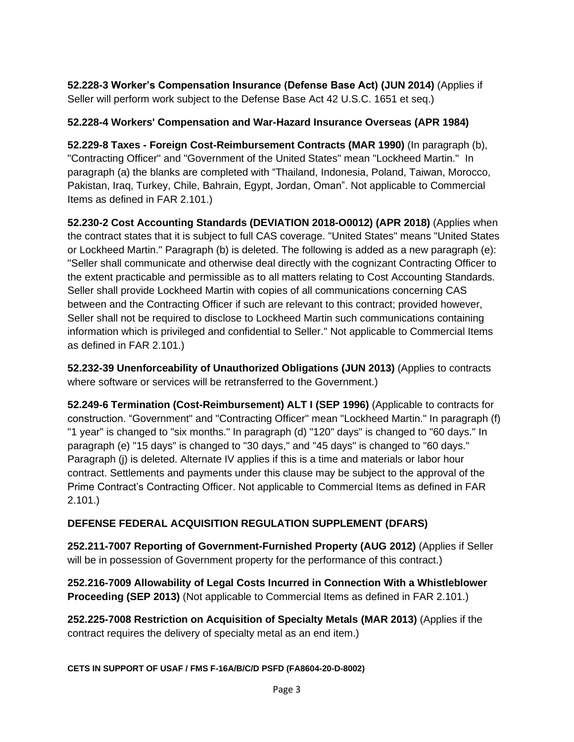**52.228-3 Worker's Compensation Insurance (Defense Base Act) (JUN 2014)** (Applies if Seller will perform work subject to the Defense Base Act 42 U.S.C. 1651 et seq.)

**52.228-4 Workers' Compensation and War-Hazard Insurance Overseas (APR 1984)**

**52.229-8 Taxes - Foreign Cost-Reimbursement Contracts (MAR 1990)** (In paragraph (b), "Contracting Officer" and "Government of the United States" mean "Lockheed Martin." In paragraph (a) the blanks are completed with "Thailand, Indonesia, Poland, Taiwan, Morocco, Pakistan, Iraq, Turkey, Chile, Bahrain, Egypt, Jordan, Oman". Not applicable to Commercial Items as defined in FAR 2.101.)

**52.230-2 Cost Accounting Standards (DEVIATION 2018-O0012) (APR 2018)** (Applies when the contract states that it is subject to full CAS coverage. "United States" means "United States or Lockheed Martin." Paragraph (b) is deleted. The following is added as a new paragraph (e): "Seller shall communicate and otherwise deal directly with the cognizant Contracting Officer to the extent practicable and permissible as to all matters relating to Cost Accounting Standards. Seller shall provide Lockheed Martin with copies of all communications concerning CAS between and the Contracting Officer if such are relevant to this contract; provided however, Seller shall not be required to disclose to Lockheed Martin such communications containing information which is privileged and confidential to Seller." Not applicable to Commercial Items as defined in FAR 2.101.)

**52.232-39 Unenforceability of Unauthorized Obligations (JUN 2013)** (Applies to contracts where software or services will be retransferred to the Government.)

**52.249-6 Termination (Cost-Reimbursement) ALT I (SEP 1996)** (Applicable to contracts for construction. "Government" and "Contracting Officer" mean "Lockheed Martin." In paragraph (f) "1 year" is changed to "six months." In paragraph (d) "120" days" is changed to "60 days." In paragraph (e) "15 days" is changed to "30 days," and "45 days" is changed to "60 days." Paragraph (j) is deleted. Alternate IV applies if this is a time and materials or labor hour contract. Settlements and payments under this clause may be subject to the approval of the Prime Contract's Contracting Officer. Not applicable to Commercial Items as defined in FAR 2.101.)

## DEFENSE FEDERAL ACQUISITION REGULATION SUPPLEMENT (DFARS)

**252.211-7007 Reporting of Government-Furnished Property (AUG 2012)** (Applies if Seller will be in possession of Government property for the performance of this contract.)

**252.216-7009 Allowability of Legal Costs Incurred in Connection With a Whistleblower Proceeding (SEP 2013)** (Not applicable to Commercial Items as defined in FAR 2.101.)

**252.225-7008 Restriction on Acquisition of Specialty Metals (MAR 2013)** (Applies if the contract requires the delivery of specialty metal as an end item.)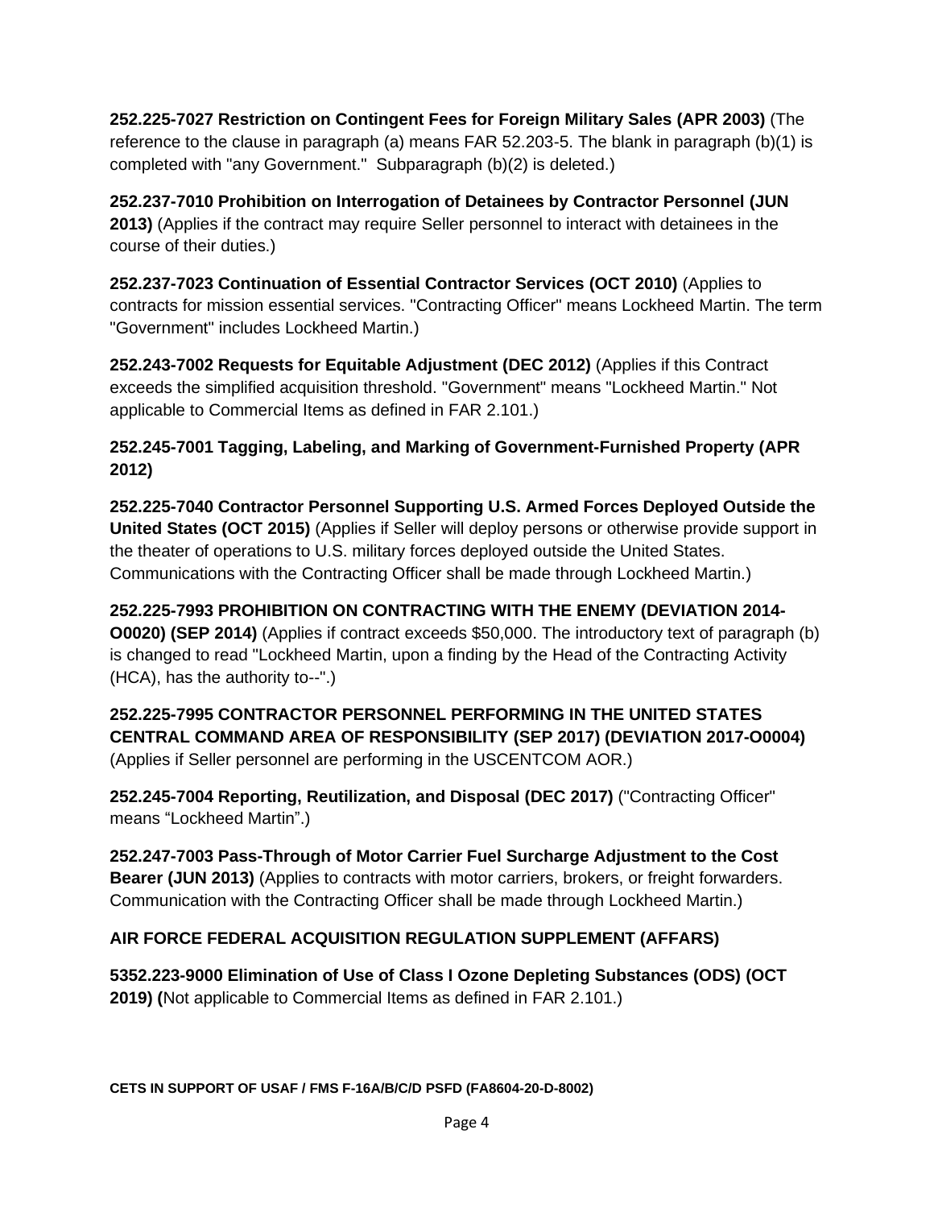**252.225-7027 Restriction on Contingent Fees for Foreign Military Sales (APR 2003)** (The reference to the clause in paragraph (a) means FAR 52.203-5. The blank in paragraph (b)(1) is completed with "any Government." Subparagraph (b)(2) is deleted.)

**252.237-7010 Prohibition on Interrogation of Detainees by Contractor Personnel (JUN 2013)** (Applies if the contract may require Seller personnel to interact with detainees in the course of their duties.)

**252.237-7023 Continuation of Essential Contractor Services (OCT 2010)** (Applies to contracts for mission essential services. "Contracting Officer" means Lockheed Martin. The term "Government" includes Lockheed Martin.)

**252.243-7002 Requests for Equitable Adjustment (DEC 2012)** (Applies if this Contract exceeds the simplified acquisition threshold. "Government" means "Lockheed Martin." Not applicable to Commercial Items as defined in FAR 2.101.)

**252.245-7001 Tagging, Labeling, and Marking of Government-Furnished Property (APR 2012)**

**252.225-7040 Contractor Personnel Supporting U.S. Armed Forces Deployed Outside the United States (OCT 2015)** (Applies if Seller will deploy persons or otherwise provide support in the theater of operations to U.S. military forces deployed outside the United States. Communications with the Contracting Officer shall be made through Lockheed Martin.)

**252.225-7993 PROHIBITION ON CONTRACTING WITH THE ENEMY (DEVIATION 2014-O0020) (SEP 2014)** (Applies if contract exceeds $50,000. The introductory text of paragraph (b) is changed to read "Lockheed Martin, upon a finding by the Head of the Contracting Activity (HCA), has the authority to--".)

**252.225-7995 CONTRACTOR PERSONNEL PERFORMING IN THE UNITED STATES CENTRAL COMMAND AREA OF RESPONSIBILITY (SEP 2017) (DEVIATION 2017-O0004)** (Applies if Seller personnel are performing in the USCENTCOM AOR.)

**252.245-7004 Reporting, Reutilization, and Disposal (DEC 2017)** ("Contracting Officer" means "Lockheed Martin".)

**252.247-7003 Pass-Through of Motor Carrier Fuel Surcharge Adjustment to the Cost Bearer (JUN 2013)** (Applies to contracts with motor carriers, brokers, or freight forwarders. Communication with the Contracting Officer shall be made through Lockheed Martin.)

## AIR FORCE FEDERAL ACQUISITION REGULATION SUPPLEMENT (AFFARS)

**5352.223-9000 Elimination of Use of Class I Ozone Depleting Substances (ODS) (OCT 2019) (**Not applicable to Commercial Items as defined in FAR 2.101.)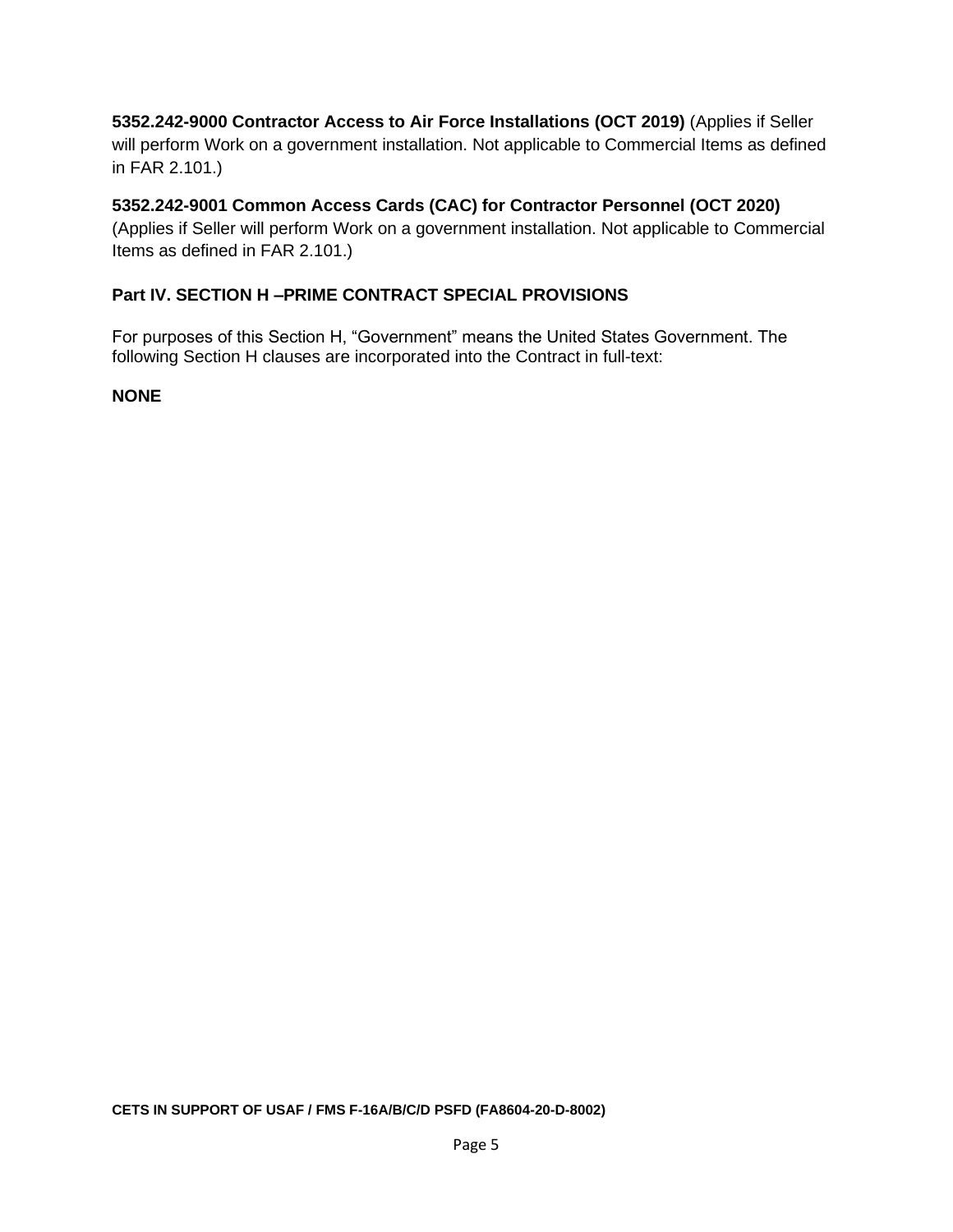**5352.242-9000 Contractor Access to Air Force Installations (OCT 2019)** (Applies if Seller will perform Work on a government installation. Not applicable to Commercial Items as defined in FAR 2.101.)

**5352.242-9001 Common Access Cards (CAC) for Contractor Personnel (OCT 2020)** (Applies if Seller will perform Work on a government installation. Not applicable to Commercial Items as defined in FAR 2.101.)

## Part IV. SECTION H –PRIME CONTRACT SPECIAL PROVISIONS

For purposes of this Section H, "Government" means the United States Government. The following Section H clauses are incorporated into the Contract in full-text:

**NONE**